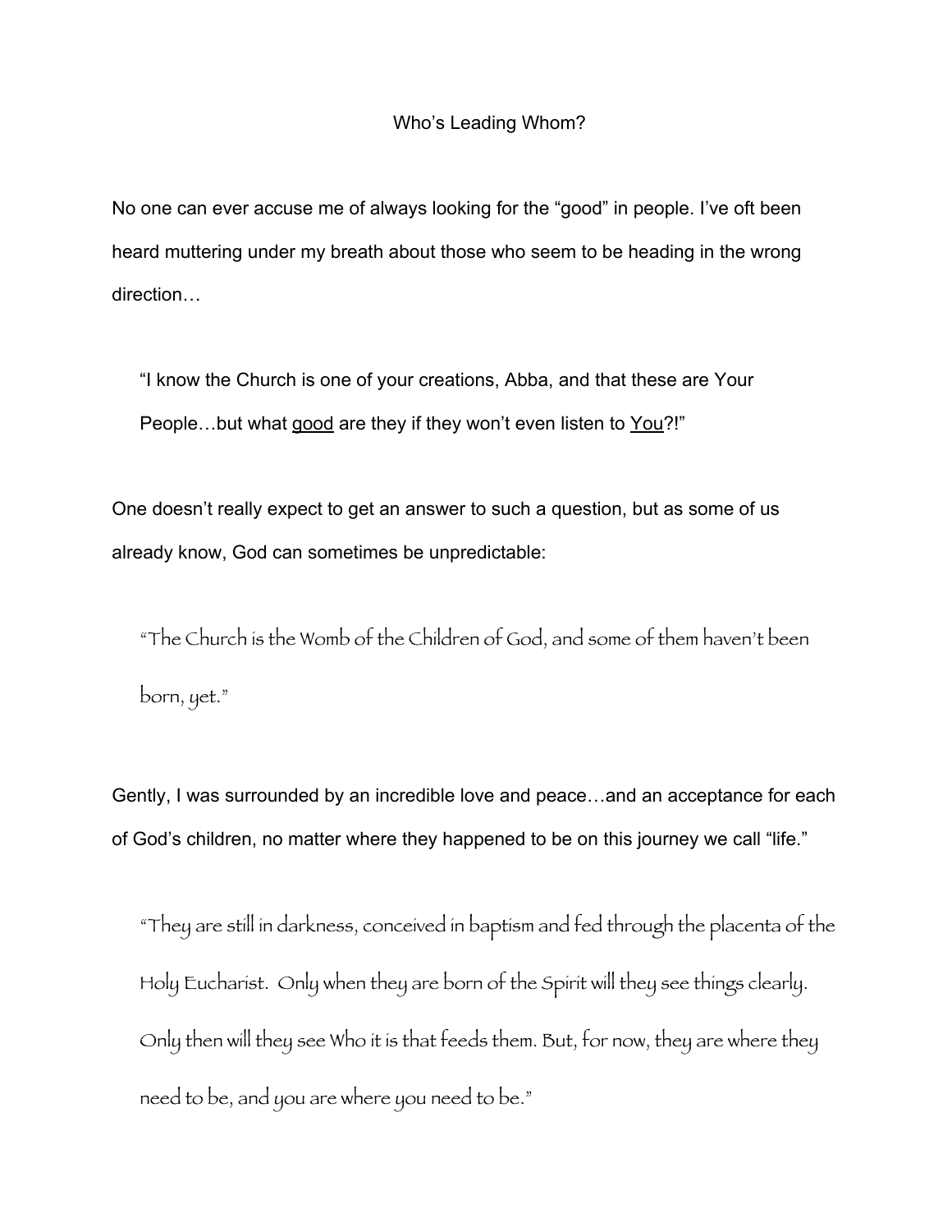# Who's Leading Whom?

No one can ever accuse me of always looking for the "good" in people. I've oft been heard muttering under my breath about those who seem to be heading in the wrong direction…

> "I know the Church is one of your creations, Abba, and that these are Your People…but what <u>good</u> are they if they won't even listen to <u>You</u>?!"

One doesn't really expect to get an answer to such a question, but as some of us already know, God can sometimes be unpredictable:

> *"The Church is the Womb of the Children of God, and some of them haven't been born, yet."*

Gently, I was surrounded by an incredible love and peace…and an acceptance for each of God's children, no matter where they happened to be on this journey we call "life."

> *"They are still in darkness, conceived in baptism and fed through the placenta of the Holy Eucharist. Only when they are born of the Spirit will they see things clearly. Only then will they see Who it is that feeds them. But, for now, they are where they need to be, and you are where you need to be."*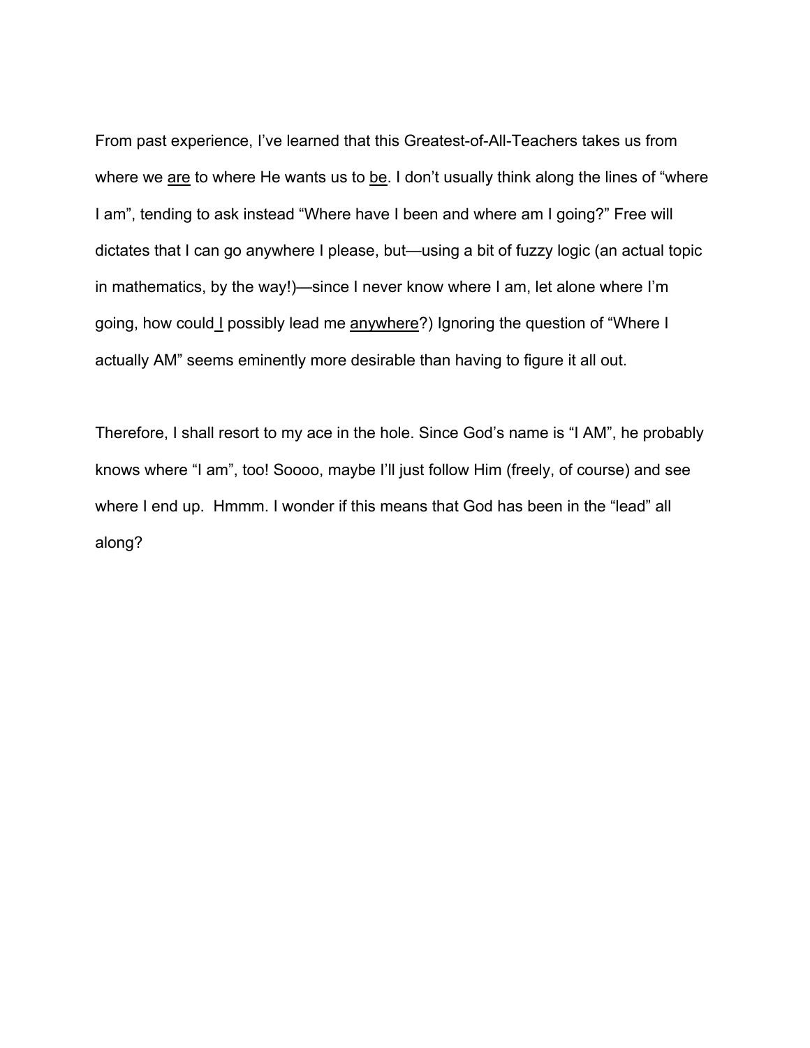From past experience, I've learned that this Greatest-of-All-Teachers takes us from where we <u>are</u> to where He wants us to <u>be</u>. I don't usually think along the lines of "where I am", tending to ask instead "Where have I been and where am I going?" Free will dictates that I can go anywhere I please, but—using a bit of fuzzy logic (an actual topic in mathematics, by the way!)—since I never know where I am, let alone where I'm going, how could <u>I</u> possibly lead me <u>anywhere</u>?) Ignoring the question of "Where I actually AM" seems eminently more desirable than having to figure it all out.

Therefore, I shall resort to my ace in the hole. Since God's name is "I AM", he probably knows where "I am", too! Soooo, maybe I'll just follow Him (freely, of course) and see where I end up. Hmmm. I wonder if this means that God has been in the "lead" all along?